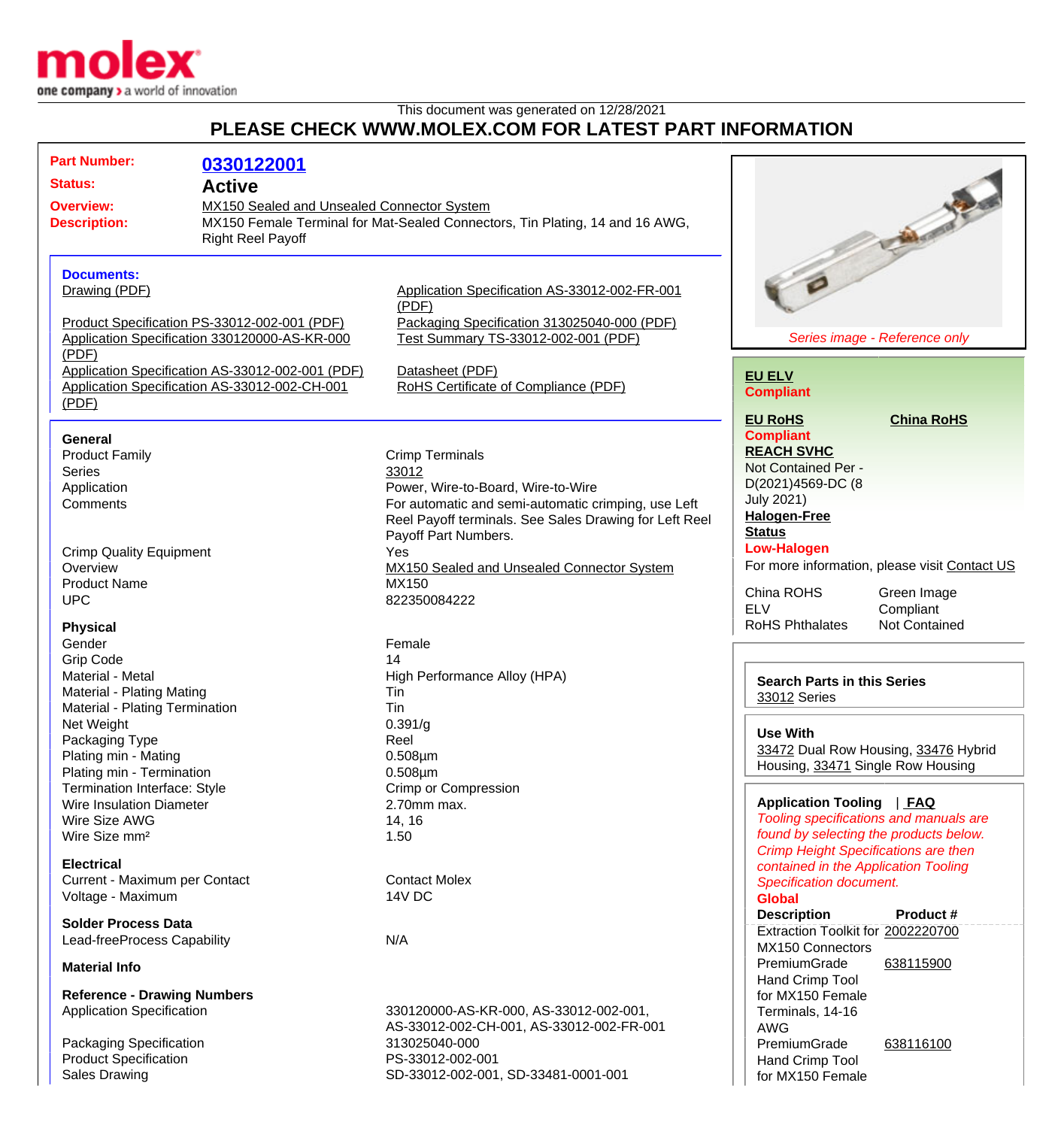This document was generated on 12/28/2021

# PLEASE CHECK WWW.MOLEX.COM FOR LATEST PART INFORMATION

**Part Number:** 0330122001

**Status:** Active

**Overview:** MX150 Sealed and Unsealed Connector System

**Description:** MX150 Female Terminal for Mat-Sealed Connectors, Tin Plating, 14 and 16 AWG, Right Reel Payoff

**Documents:**

- Drawing (PDF)
- Product Specification PS-33012-002-001 (PDF)
- Application Specification 330120000-AS-KR-000 (PDF)
- Application Specification AS-33012-002-001 (PDF)
- Application Specification AS-33012-002-CH-001 (PDF)
- Application Specification AS-33012-002-FR-001 (PDF)
- Packaging Specification 313025040-000 (PDF)
- Test Summary TS-33012-002-001 (PDF)
- Datasheet (PDF)
- RoHS Certificate of Compliance (PDF)

### General

| | |
|---|---|
| Product Family | Crimp Terminals |
| Series | 33012 |
| Application | Power, Wire-to-Board, Wire-to-Wire |
| Comments | For automatic and semi-automatic crimping, use Left Reel Payoff terminals. See Sales Drawing for Left Reel Payoff Part Numbers. |
| Crimp Quality Equipment | Yes |
| Overview | MX150 Sealed and Unsealed Connector System |
| Product Name | MX150 |
| UPC | 822350084222 |

### Physical

| | |
|---|---|
| Gender | Female |
| Grip Code | 14 |
| Material - Metal | High Performance Alloy (HPA) |
| Material - Plating Mating | Tin |
| Material - Plating Termination | Tin |
| Net Weight | 0.391/g |
| Packaging Type | Reel |
| Plating min - Mating | 0.508µm |
| Plating min - Termination | 0.508µm |
| Termination Interface: Style | Crimp or Compression |
| Wire Insulation Diameter | 2.70mm max. |
| Wire Size AWG | 14, 16 |
| Wire Size mm² | 1.50 |

### Electrical

| | |
|---|---|
| Current - Maximum per Contact | Contact Molex |
| Voltage - Maximum | 14V DC |

### Solder Process Data

| | |
|---|---|
| Lead-freeProcess Capability | N/A |

### Material Info

### Reference - Drawing Numbers

| | |
|---|---|
| Application Specification | 330120000-AS-KR-000, AS-33012-002-001, AS-33012-002-CH-001, AS-33012-002-FR-001 |
| Packaging Specification | 313025040-000 |
| Product Specification | PS-33012-002-001 |
| Sales Drawing | SD-33012-002-001, SD-33481-0001-001 |

*Series image - Reference only*

**EU ELV**
**Compliant**

**EU RoHS** **China RoHS**
**Compliant**

**REACH SVHC**
Not Contained Per - D(2021)4569-DC (8 July 2021)

**Halogen-Free Status**
**Low-Halogen**

For more information, please visit Contact US

| | |
|---|---|
| China ROHS | Green Image |
| ELV | Compliant |
| RoHS Phthalates | Not Contained |

**Search Parts in this Series**
33012 Series

**Use With**
33472 Dual Row Housing, 33476 Hybrid Housing, 33471 Single Row Housing

**Application Tooling** | FAQ

*Tooling specifications and manuals are found by selecting the products below. Crimp Height Specifications are then contained in the Application Tooling Specification document.*

**Global**

| Description | Product # |
|---|---|
| Extraction Toolkit for MX150 Connectors | 2002220700 |
| PremiumGrade Hand Crimp Tool for MX150 Female Terminals, 14-16 AWG | 638115900 |
| PremiumGrade Hand Crimp Tool for MX150 Female | 638116100 |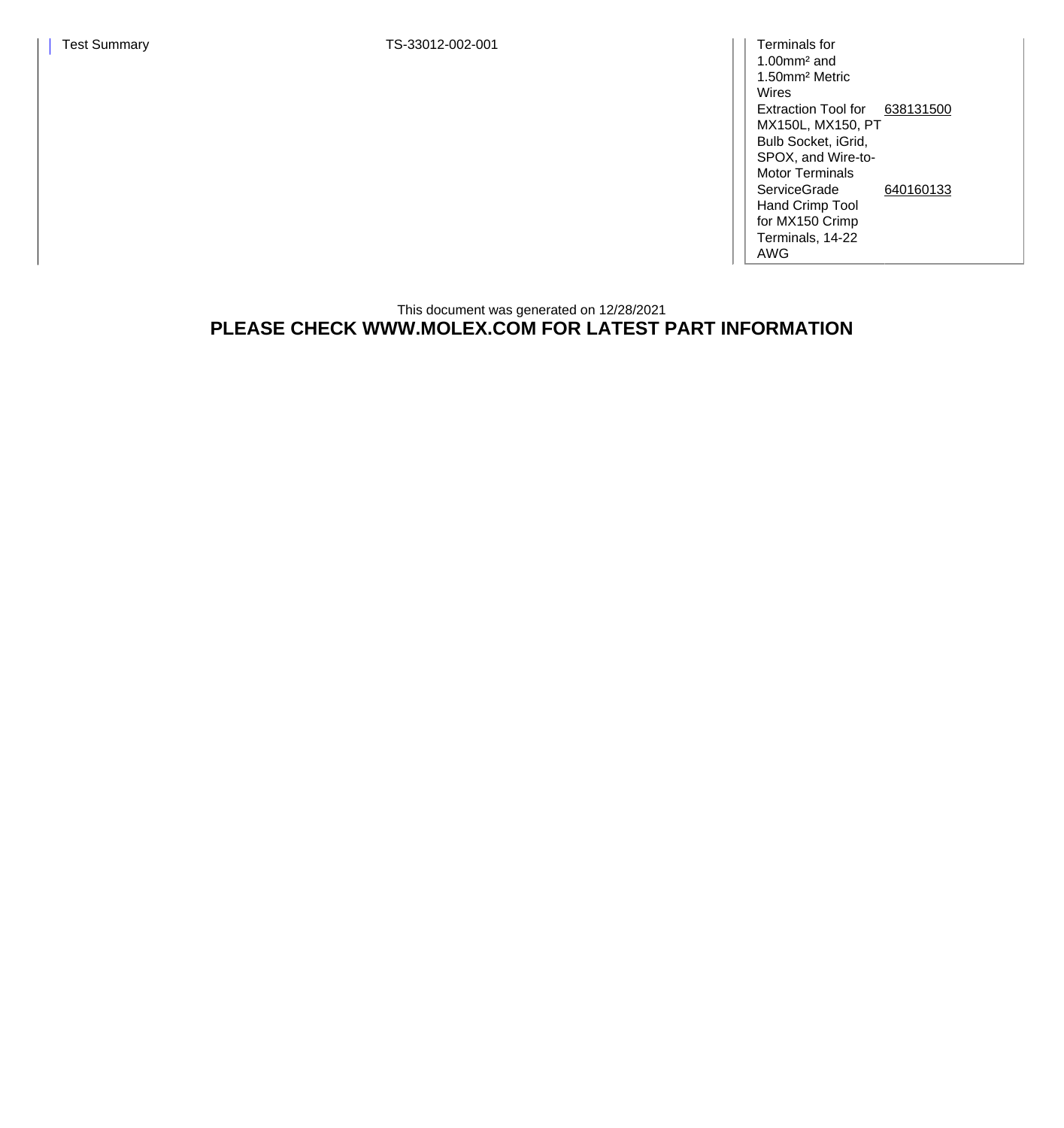| | | | |
|---|---|---|---|
| Test Summary | TS-33012-002-001 | Terminals for 1.00mm² and 1.50mm² Metric Wires | |
| | | Extraction Tool for MX150L, MX150, PT Bulb Socket, iGrid, SPOX, and Wire-to-Motor Terminals | 638131500 |
| | | ServiceGrade Hand Crimp Tool for MX150 Crimp Terminals, 14-22 AWG | 640160133 |

This document was generated on 12/28/2021

**PLEASE CHECK WWW.MOLEX.COM FOR LATEST PART INFORMATION**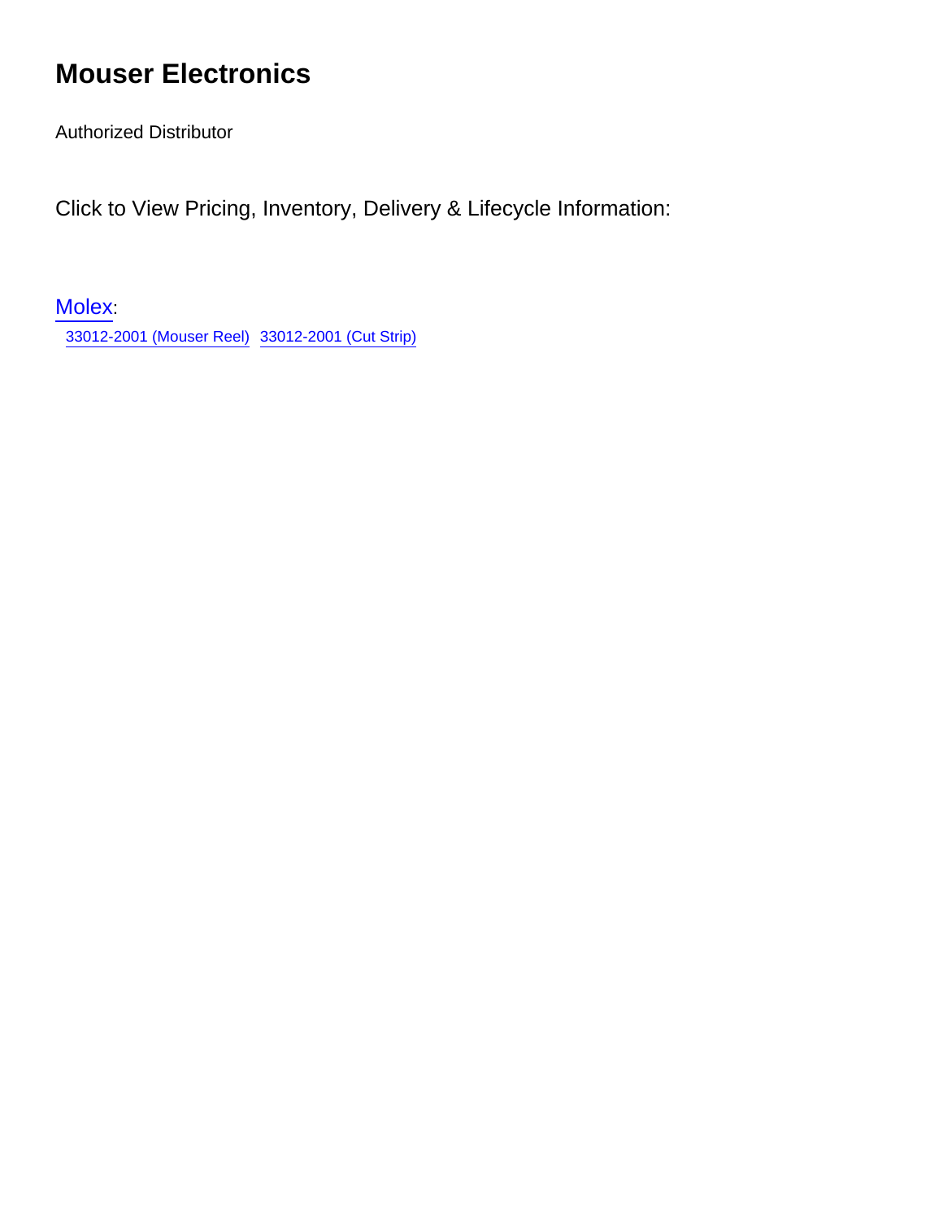# Mouser Electronics

Authorized Distributor

Click to View Pricing, Inventory, Delivery & Lifecycle Information:

Molex:

33012-2001 (Mouser Reel) 33012-2001 (Cut Strip)